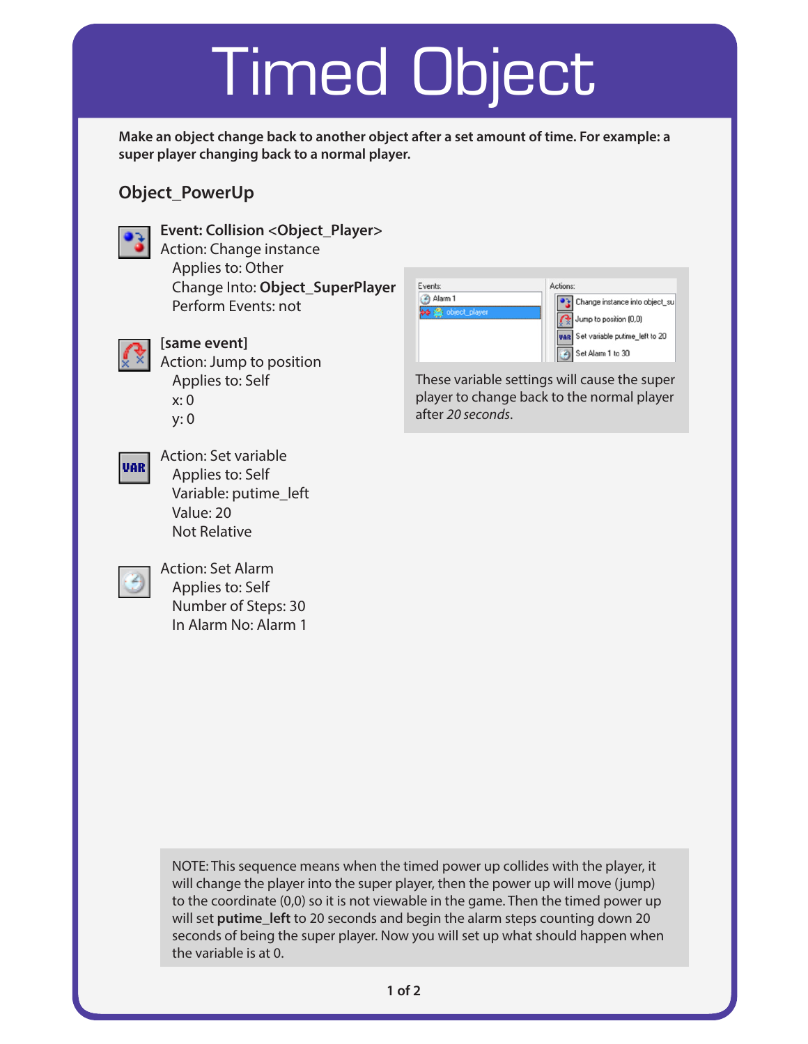# Timed Object

**Make an object change back to another object after a set amount of time. For example: a super player changing back to a normal player.**

## Object_PowerUp

**Event: Collision <Object_Player>**
Action: Change instance
  Applies to: Other
  Change Into: **Object_SuperPlayer**
  Perform Events: not

**[same event]**
Action: Jump to position
  Applies to: Self
  x: 0
  y: 0

Action: Set variable
  Applies to: Self
  Variable: putime_left
  Value: 20
  Not Relative

Action: Set Alarm
  Applies to: Self
  Number of Steps: 30
  In Alarm No: Alarm 1

These variable settings will cause the super player to change back to the normal player after *20 seconds*.

NOTE: This sequence means when the timed power up collides with the player, it will change the player into the super player, then the power up will move (jump) to the coordinate (0,0) so it is not viewable in the game. Then the timed power up will set **putime_left** to 20 seconds and begin the alarm steps counting down 20 seconds of being the super player. Now you will set up what should happen when the variable is at 0.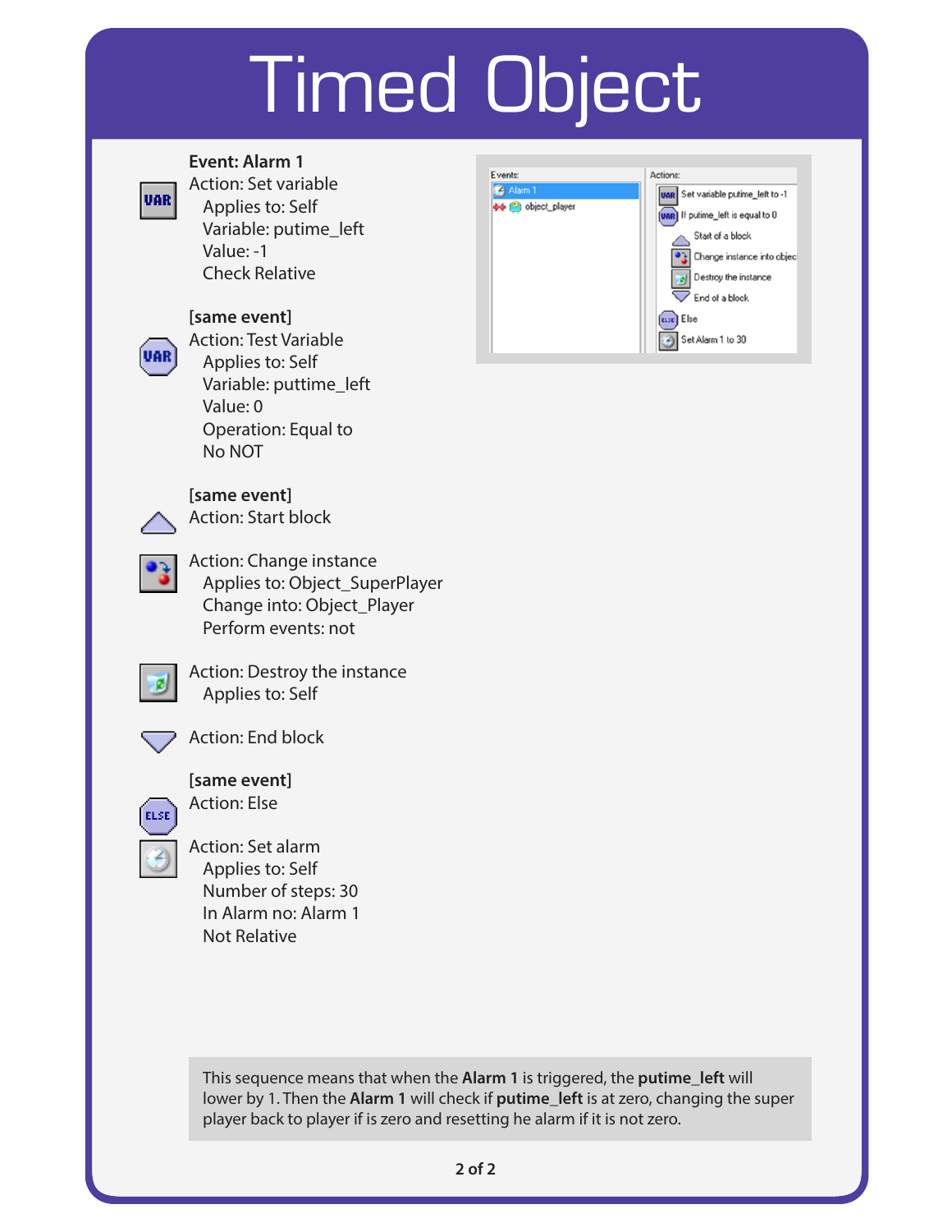# Timed Object

**Event: Alarm 1**
Action: Set variable
  Applies to: Self
  Variable: putime_left
  Value: -1
  Check Relative

**[same event]**
Action: Test Variable
  Applies to: Self
  Variable: puttime_left
  Value: 0
  Operation: Equal to
  No NOT

**[same event]**
Action: Start block

Action: Change instance
  Applies to: Object_SuperPlayer
  Change into: Object_Player
  Perform events: not

Action: Destroy the instance
  Applies to: Self

Action: End block

**[same event]**
Action: Else

Action: Set alarm
  Applies to: Self
  Number of steps: 30
  In Alarm no: Alarm 1
  Not Relative

Events:
Alarm 1
object_player

Actions:
Set variable putime_left to -1
If putime_left is equal to 0
Start of a block
Change instance into objec
Destroy the instance
End of a block
Else
Set Alarm 1 to 30

This sequence means that when the **Alarm 1** is triggered, the **putime_left** will lower by 1. Then the **Alarm 1** will check if **putime_left** is at zero, changing the super player back to player if is zero and resetting he alarm if it is not zero.